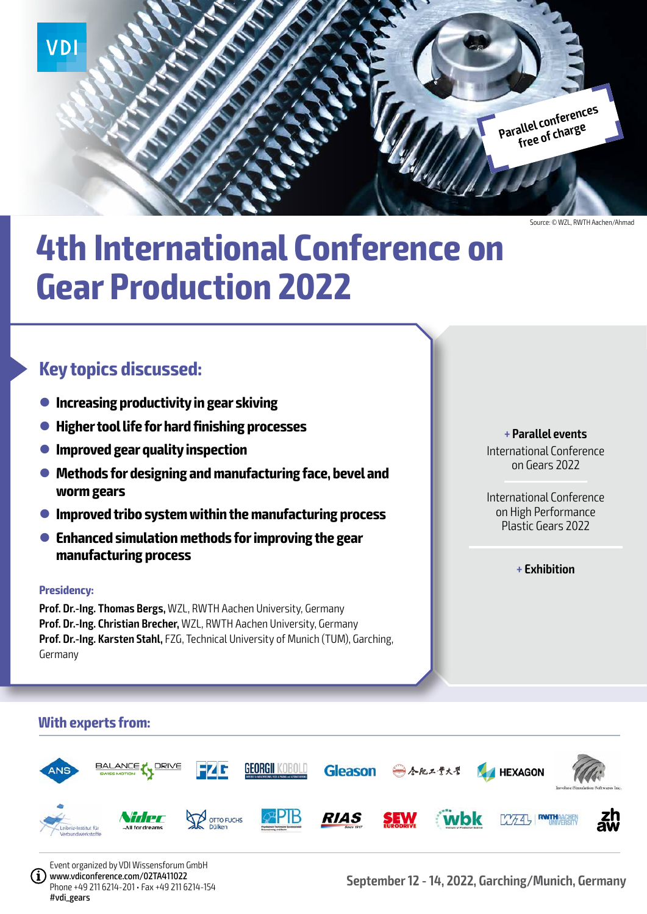VDI

Parallel conferences free of charge

Source: © WZL, RWTH Aachen/Ahmad

# 4th International Conference on Gear Production 2022

## Key topics discussed:

- **Increasing productivity in gear skiving**
- **Higher tool life for hard finishing processes**
- **Improved gear quality inspection**
- **Methods for designing and manufacturing face, bevel and worm gears**
- **Improved tribo system within the manufacturing process**
- **Enhanced simulation methods for improving the gear manufacturing process**

### Presidency:

**Prof. Dr.-Ing. Thomas Bergs,** WZL, RWTH Aachen University, Germany
**Prof. Dr.-Ing. Christian Brecher,** WZL, RWTH Aachen University, Germany
**Prof. Dr.-Ing. Karsten Stahl,** FZG, Technical University of Munich (TUM), Garching, Germany

+ **Parallel events**

International Conference on Gears 2022

International Conference on High Performance Plastic Gears 2022

+ **Exhibition**

## With experts from:

ANS, BALANCE DRIVE SWISS MOTION, FZG, GEORGII KOBOLD, Gleason, 合肥工业大学, HEXAGON, Involute Simulation Softwares Inc., Leibniz-Institut für Verbundwerkstoffe, Nidec All for dreams, OTTO FUCHS Dülken, PTB, RIAS, SEW EURODRIVE, wbk, WZL RWTH AACHEN UNIVERSITY, zh aw

Event organized by VDI Wissensforum GmbH
www.vdiconference.com/02TA411022
Phone +49 211 6214-201 • Fax +49 211 6214-154
#vdi_gears

**September 12 - 14, 2022, Garching/Munich, Germany**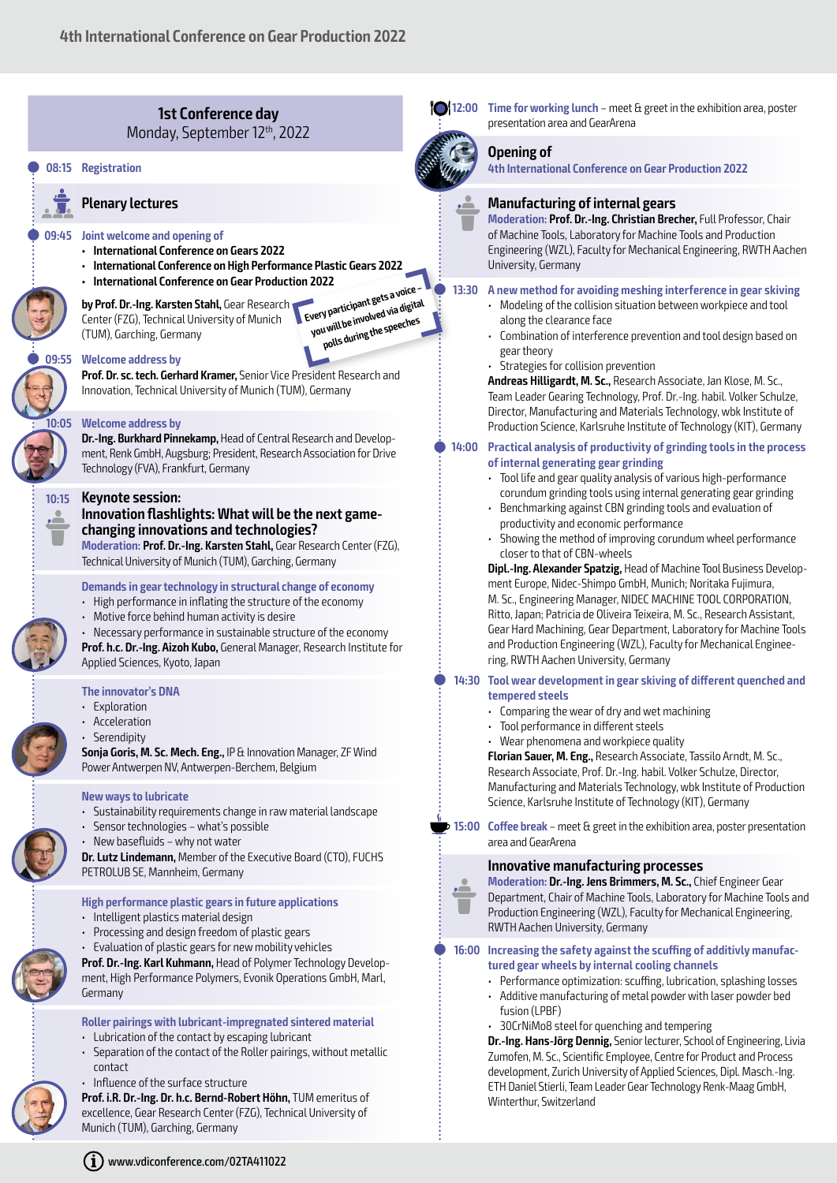## 1st Conference day

Monday, September 12th, 2022

**08:15** Registration

### Plenary lectures

**09:45** Joint welcome and opening of

- **International Conference on Gears 2022**
- **International Conference on High Performance Plastic Gears 2022**
- **International Conference on Gear Production 2022**

**by Prof. Dr.-Ing. Karsten Stahl,** Gear Research Center (FZG), Technical University of Munich (TUM), Garching, Germany

*Every participant gets a voice – you will be involved via digital polls during the speeches*

**09:55** Welcome address by

**Prof. Dr. sc. tech. Gerhard Kramer,** Senior Vice President Research and Innovation, Technical University of Munich (TUM), Germany

**10:05** Welcome address by

**Dr.-Ing. Burkhard Pinnekamp,** Head of Central Research and Development, Renk GmbH, Augsburg; President, Research Association for Drive Technology (FVA), Frankfurt, Germany

**10:15** **Keynote session:**
**Innovation flashlights: What will be the next game-changing innovations and technologies?**

Moderation: **Prof. Dr.-Ing. Karsten Stahl,** Gear Research Center (FZG), Technical University of Munich (TUM), Garching, Germany

**Demands in gear technology in structural change of economy**

- High performance in inflating the structure of the economy
- Motive force behind human activity is desire
- Necessary performance in sustainable structure of the economy

**Prof. h.c. Dr.-Ing. Aizoh Kubo,** General Manager, Research Institute for Applied Sciences, Kyoto, Japan

**The innovator's DNA**

- Exploration
- Acceleration
- Serendipity

**Sonja Goris, M. Sc. Mech. Eng.,** IP & Innovation Manager, ZF Wind Power Antwerpen NV, Antwerpen-Berchem, Belgium

**New ways to lubricate**

- Sustainability requirements change in raw material landscape
- Sensor technologies – what's possible
- New basefluids – why not water

**Dr. Lutz Lindemann,** Member of the Executive Board (CTO), FUCHS PETROLUB SE, Mannheim, Germany

**High performance plastic gears in future applications**

- Intelligent plastics material design
- Processing and design freedom of plastic gears
- Evaluation of plastic gears for new mobility vehicles

**Prof. Dr.-Ing. Karl Kuhmann,** Head of Polymer Technology Development, High Performance Polymers, Evonik Operations GmbH, Marl, Germany

**Roller pairings with lubricant-impregnated sintered material**

- Lubrication of the contact by escaping lubricant
- Separation of the contact of the Roller pairings, without metallic contact
- Influence of the surface structure

**Prof. i.R. Dr.-Ing. Dr. h.c. Bernd-Robert Höhn,** TUM emeritus of excellence, Gear Research Center (FZG), Technical University of Munich (TUM), Garching, Germany

**12:00** Time for working lunch – meet & greet in the exhibition area, poster presentation area and GearArena

### Opening of
**4th International Conference on Gear Production 2022**

### Manufacturing of internal gears

Moderation: **Prof. Dr.-Ing. Christian Brecher,** Full Professor, Chair of Machine Tools, Laboratory for Machine Tools and Production Engineering (WZL), Faculty for Mechanical Engineering, RWTH Aachen University, Germany

**13:30** **A new method for avoiding meshing interference in gear skiving**

- Modeling of the collision situation between workpiece and tool along the clearance face
- Combination of interference prevention and tool design based on gear theory
- Strategies for collision prevention

**Andreas Hilligardt, M. Sc.,** Research Associate, Jan Klose, M. Sc., Team Leader Gearing Technology, Prof. Dr.-Ing. habil. Volker Schulze, Director, Manufacturing and Materials Technology, wbk Institute of Production Science, Karlsruhe Institute of Technology (KIT), Germany

**14:00** **Practical analysis of productivity of grinding tools in the process of internal generating gear grinding**

- Tool life and gear quality analysis of various high-performance corundum grinding tools using internal generating gear grinding
- Benchmarking against CBN grinding tools and evaluation of productivity and economic performance
- Showing the method of improving corundum wheel performance closer to that of CBN-wheels

**Dipl.-Ing. Alexander Spatzig,** Head of Machine Tool Business Development Europe, Nidec-Shimpo GmbH, Munich; Noritaka Fujimura, M. Sc., Engineering Manager, NIDEC MACHINE TOOL CORPORATION, Ritto, Japan; Patricia de Oliveira Teixeira, M. Sc., Research Assistant, Gear Hard Machining, Gear Department, Laboratory for Machine Tools and Production Engineering (WZL), Faculty for Mechanical Engineering, RWTH Aachen University, Germany

**14:30** **Tool wear development in gear skiving of different quenched and tempered steels**

- Comparing the wear of dry and wet machining
- Tool performance in different steels
- Wear phenomena and workpiece quality

**Florian Sauer, M. Eng.,** Research Associate, Tassilo Arndt, M. Sc., Research Associate, Prof. Dr.-Ing. habil. Volker Schulze, Director, Manufacturing and Materials Technology, wbk Institute of Production Science, Karlsruhe Institute of Technology (KIT), Germany

**15:00** Coffee break – meet & greet in the exhibition area, poster presentation area and GearArena

### Innovative manufacturing processes

Moderation: **Dr.-Ing. Jens Brimmers, M. Sc.,** Chief Engineer Gear Department, Chair of Machine Tools, Laboratory for Machine Tools and Production Engineering (WZL), Faculty for Mechanical Engineering, RWTH Aachen University, Germany

**16:00** **Increasing the safety against the scuffing of additivly manufactured gear wheels by internal cooling channels**

- Performance optimization: scuffing, lubrication, splashing losses
- Additive manufacturing of metal powder with laser powder bed fusion (LPBF)
- 30CrNiMo8 steel for quenching and tempering

**Dr.-Ing. Hans-Jörg Dennig,** Senior lecturer, School of Engineering, Livia Zumofen, M. Sc., Scientific Employee, Centre for Product and Process development, Zurich University of Applied Sciences, Dipl. Masch.-Ing. ETH Daniel Stierli, Team Leader Gear Technology Renk-Maag GmbH, Winterthur, Switzerland

www.vdiconference.com/02TA411022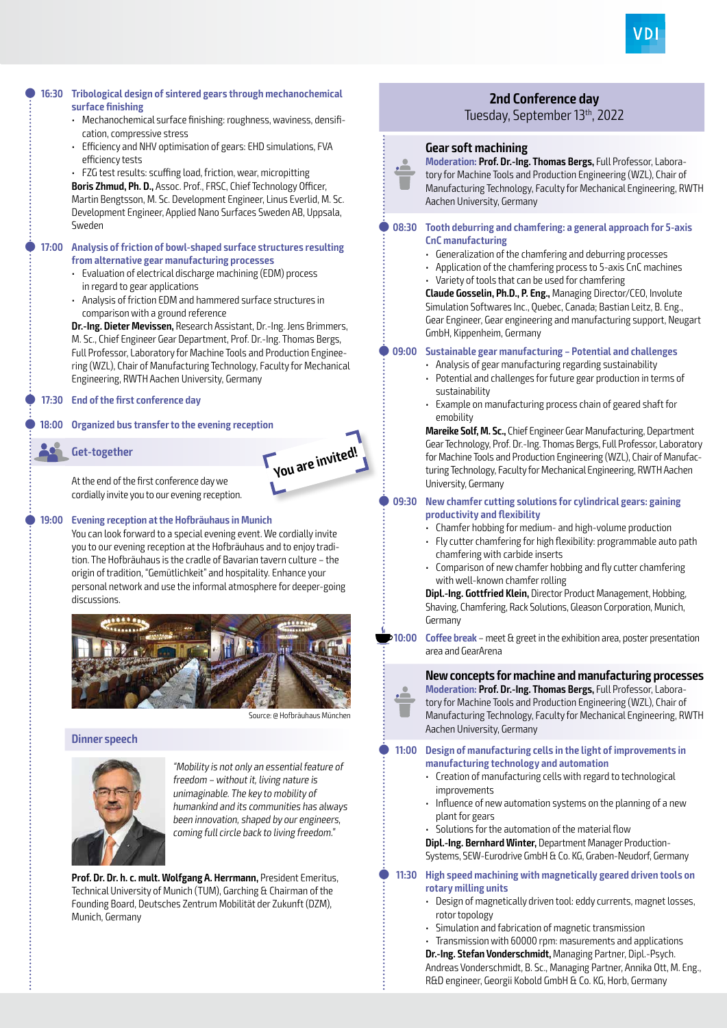**16:30 Tribological design of sintered gears through mechanochemical surface finishing**

- Mechanochemical surface finishing: roughness, waviness, densification, compressive stress
- Efficiency and NHV optimisation of gears: EHD simulations, FVA efficiency tests
- FZG test results: scuffing load, friction, wear, micropitting

**Boris Zhmud, Ph. D.,** Assoc. Prof., FRSC, Chief Technology Officer, Martin Bengtsson, M. Sc. Development Engineer, Linus Everlid, M. Sc. Development Engineer, Applied Nano Surfaces Sweden AB, Uppsala, Sweden

**17:00 Analysis of friction of bowl-shaped surface structures resulting from alternative gear manufacturing processes**

- Evaluation of electrical discharge machining (EDM) process in regard to gear applications
- Analysis of friction EDM and hammered surface structures in comparison with a ground reference

**Dr.-Ing. Dieter Mevissen,** Research Assistant, Dr.-Ing. Jens Brimmers, M. Sc., Chief Engineer Gear Department, Prof. Dr.-Ing. Thomas Bergs, Full Professor, Laboratory for Machine Tools and Production Engineering (WZL), Chair of Manufacturing Technology, Faculty for Mechanical Engineering, RWTH Aachen University, Germany

**17:30 End of the first conference day**

**18:00 Organized bus transfer to the evening reception**

## Get-together

You are invited!

At the end of the first conference day we cordially invite you to our evening reception.

**19:00 Evening reception at the Hofbräuhaus in Munich**

You can look forward to a special evening event. We cordially invite you to our evening reception at the Hofbräuhaus and to enjoy tradition. The Hofbräuhaus is the cradle of Bavarian tavern culture – the origin of tradition, "Gemütlichkeit" and hospitality. Enhance your personal network and use the informal atmosphere for deeper-going discussions.

Source: @ Hofbräuhaus München

## Dinner speech

*"Mobility is not only an essential feature of freedom – without it, living nature is unimaginable. The key to mobility of humankind and its communities has always been innovation, shaped by our engineers, coming full circle back to living freedom."*

**Prof. Dr. Dr. h. c. mult. Wolfgang A. Herrmann,** President Emeritus, Technical University of Munich (TUM), Garching & Chairman of the Founding Board, Deutsches Zentrum Mobilität der Zukunft (DZM), Munich, Germany

# 2nd Conference day

Tuesday, September 13th, 2022

## Gear soft machining

**Moderation: Prof. Dr.-Ing. Thomas Bergs,** Full Professor, Laboratory for Machine Tools and Production Engineering (WZL), Chair of Manufacturing Technology, Faculty for Mechanical Engineering, RWTH Aachen University, Germany

**08:30 Tooth deburring and chamfering: a general approach for 5-axis CnC manufacturing**

- Generalization of the chamfering and deburring processes
- Application of the chamfering process to 5-axis CnC machines
- Variety of tools that can be used for chamfering

**Claude Gosselin, Ph.D., P. Eng.,** Managing Director/CEO, Involute Simulation Softwares Inc., Quebec, Canada; Bastian Leitz, B. Eng., Gear Engineer, Gear engineering and manufacturing support, Neugart GmbH, Kippenheim, Germany

**09:00 Sustainable gear manufacturing – Potential and challenges**

- Analysis of gear manufacturing regarding sustainability
- Potential and challenges for future gear production in terms of sustainability
- Example on manufacturing process chain of geared shaft for emobility

**Mareike Solf, M. Sc.,** Chief Engineer Gear Manufacturing, Department Gear Technology, Prof. Dr.-Ing. Thomas Bergs, Full Professor, Laboratory for Machine Tools and Production Engineering (WZL), Chair of Manufacturing Technology, Faculty for Mechanical Engineering, RWTH Aachen University, Germany

**09:30 New chamfer cutting solutions for cylindrical gears: gaining productivity and flexibility**

- Chamfer hobbing for medium- and high-volume production
- Fly cutter chamfering for high flexibility: programmable auto path chamfering with carbide inserts
- Comparison of new chamfer hobbing and fly cutter chamfering with well-known chamfer rolling

**Dipl.-Ing. Gottfried Klein,** Director Product Management, Hobbing, Shaving, Chamfering, Rack Solutions, Gleason Corporation, Munich, Germany

**10:00 Coffee break** – meet & greet in the exhibition area, poster presentation area and GearArena

## New concepts for machine and manufacturing processes

**Moderation: Prof. Dr.-Ing. Thomas Bergs,** Full Professor, Laboratory for Machine Tools and Production Engineering (WZL), Chair of Manufacturing Technology, Faculty for Mechanical Engineering, RWTH Aachen University, Germany

**11:00 Design of manufacturing cells in the light of improvements in manufacturing technology and automation**

- Creation of manufacturing cells with regard to technological improvements
- Influence of new automation systems on the planning of a new plant for gears
- Solutions for the automation of the material flow

**Dipl.-Ing. Bernhard Winter,** Department Manager Production-Systems, SEW-Eurodrive GmbH & Co. KG, Graben-Neudorf, Germany

**11:30 High speed machining with magnetically geared driven tools on rotary milling units**

- Design of magnetically driven tool: eddy currents, magnet losses, rotor topology
- Simulation and fabrication of magnetic transmission
- Transmission with 60000 rpm: masurements and applications

**Dr.-Ing. Stefan Vonderschmidt,** Managing Partner, Dipl.-Psych. Andreas Vonderschmidt, B. Sc., Managing Partner, Annika Ott, M. Eng., R&D engineer, Georgii Kobold GmbH & Co. KG, Horb, Germany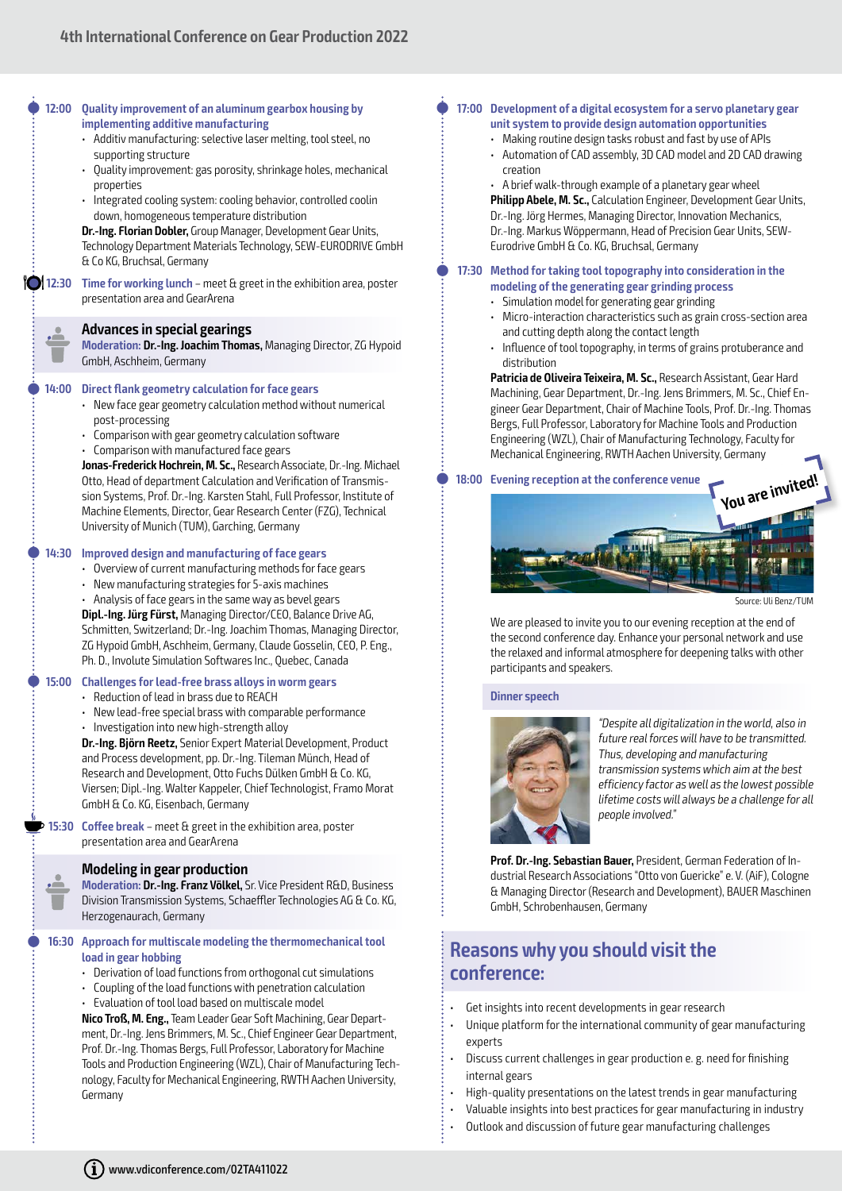**12:00 Quality improvement of an aluminum gearbox housing by implementing additive manufacturing**

- Additiv manufacturing: selective laser melting, tool steel, no supporting structure
- Quality improvement: gas porosity, shrinkage holes, mechanical properties
- Integrated cooling system: cooling behavior, controlled coolin down, homogeneous temperature distribution

**Dr.-Ing. Florian Dobler,** Group Manager, Development Gear Units, Technology Department Materials Technology, SEW-EURODRIVE GmbH & Co KG, Bruchsal, Germany

**12:30 Time for working lunch** – meet & greet in the exhibition area, poster presentation area and GearArena

## Advances in special gearings

**Moderation: Dr.-Ing. Joachim Thomas,** Managing Director, ZG Hypoid GmbH, Aschheim, Germany

**14:00 Direct flank geometry calculation for face gears**

- New face gear geometry calculation method without numerical post-processing
- Comparison with gear geometry calculation software
- Comparison with manufactured face gears

**Jonas-Frederick Hochrein, M. Sc.,** Research Associate, Dr.-Ing. Michael Otto, Head of department Calculation and Verification of Transmission Systems, Prof. Dr.-Ing. Karsten Stahl, Full Professor, Institute of Machine Elements, Director, Gear Research Center (FZG), Technical University of Munich (TUM), Garching, Germany

**14:30 Improved design and manufacturing of face gears**

- Overview of current manufacturing methods for face gears
- New manufacturing strategies for 5-axis machines
- Analysis of face gears in the same way as bevel gears

**Dipl.-Ing. Jürg Fürst,** Managing Director/CEO, Balance Drive AG, Schmitten, Switzerland; Dr.-Ing. Joachim Thomas, Managing Director, ZG Hypoid GmbH, Aschheim, Germany, Claude Gosselin, CEO, P. Eng., Ph. D., Involute Simulation Softwares Inc., Quebec, Canada

**15:00 Challenges for lead-free brass alloys in worm gears**

- Reduction of lead in brass due to REACH
- New lead-free special brass with comparable performance
- Investigation into new high-strength alloy

**Dr.-Ing. Björn Reetz,** Senior Expert Material Development, Product and Process development, pp. Dr.-Ing. Tileman Münch, Head of Research and Development, Otto Fuchs Dülken GmbH & Co. KG, Viersen; Dipl.-Ing. Walter Kappeler, Chief Technologist, Framo Morat GmbH & Co. KG, Eisenbach, Germany

**15:30 Coffee break** – meet & greet in the exhibition area, poster presentation area and GearArena

## Modeling in gear production

**Moderation: Dr.-Ing. Franz Völkel,** Sr. Vice President R&D, Business Division Transmission Systems, Schaeffler Technologies AG & Co. KG, Herzogenaurach, Germany

**16:30 Approach for multiscale modeling the thermomechanical tool load in gear hobbing**

- Derivation of load functions from orthogonal cut simulations
- Coupling of the load functions with penetration calculation
- Evaluation of tool load based on multiscale model

**Nico Troß, M. Eng.,** Team Leader Gear Soft Machining, Gear Department, Dr.-Ing. Jens Brimmers, M. Sc., Chief Engineer Gear Department, Prof. Dr.-Ing. Thomas Bergs, Full Professor, Laboratory for Machine Tools and Production Engineering (WZL), Chair of Manufacturing Technology, Faculty for Mechanical Engineering, RWTH Aachen University, Germany

**17:00 Development of a digital ecosystem for a servo planetary gear unit system to provide design automation opportunities**

- Making routine design tasks robust and fast by use of APIs
- Automation of CAD assembly, 3D CAD model and 2D CAD drawing creation
- A brief walk-through example of a planetary gear wheel

**Philipp Abele, M. Sc.,** Calculation Engineer, Development Gear Units, Dr.-Ing. Jörg Hermes, Managing Director, Innovation Mechanics, Dr.-Ing. Markus Wöppermann, Head of Precision Gear Units, SEW-Eurodrive GmbH & Co. KG, Bruchsal, Germany

**17:30 Method for taking tool topography into consideration in the modeling of the generating gear grinding process**

- Simulation model for generating gear grinding
- Micro-interaction characteristics such as grain cross-section area and cutting depth along the contact length
- Influence of tool topography, in terms of grains protuberance and distribution

**Patricia de Oliveira Teixeira, M. Sc.,** Research Assistant, Gear Hard Machining, Gear Department, Dr.-Ing. Jens Brimmers, M. Sc., Chief Engineer Gear Department, Chair of Machine Tools, Prof. Dr.-Ing. Thomas Bergs, Full Professor, Laboratory for Machine Tools and Production Engineering (WZL), Chair of Manufacturing Technology, Faculty for Mechanical Engineering, RWTH Aachen University, Germany

**18:00 Evening reception at the conference venue**

You are invited!

Source: Uli Benz/TUM

We are pleased to invite you to our evening reception at the end of the second conference day. Enhance your personal network and use the relaxed and informal atmosphere for deepening talks with other participants and speakers.

**Dinner speech**

*"Despite all digitalization in the world, also in future real forces will have to be transmitted. Thus, developing and manufacturing transmission systems which aim at the best efficiency factor as well as the lowest possible lifetime costs will always be a challenge for all people involved."*

**Prof. Dr.-Ing. Sebastian Bauer,** President, German Federation of Industrial Research Associations "Otto von Guericke" e. V. (AiF), Cologne & Managing Director (Research and Development), BAUER Maschinen GmbH, Schrobenhausen, Germany

## Reasons why you should visit the conference:

- Get insights into recent developments in gear research
- Unique platform for the international community of gear manufacturing experts
- Discuss current challenges in gear production e. g. need for finishing internal gears
- High-quality presentations on the latest trends in gear manufacturing
- Valuable insights into best practices for gear manufacturing in industry
- Outlook and discussion of future gear manufacturing challenges

www.vdiconference.com/02TA411022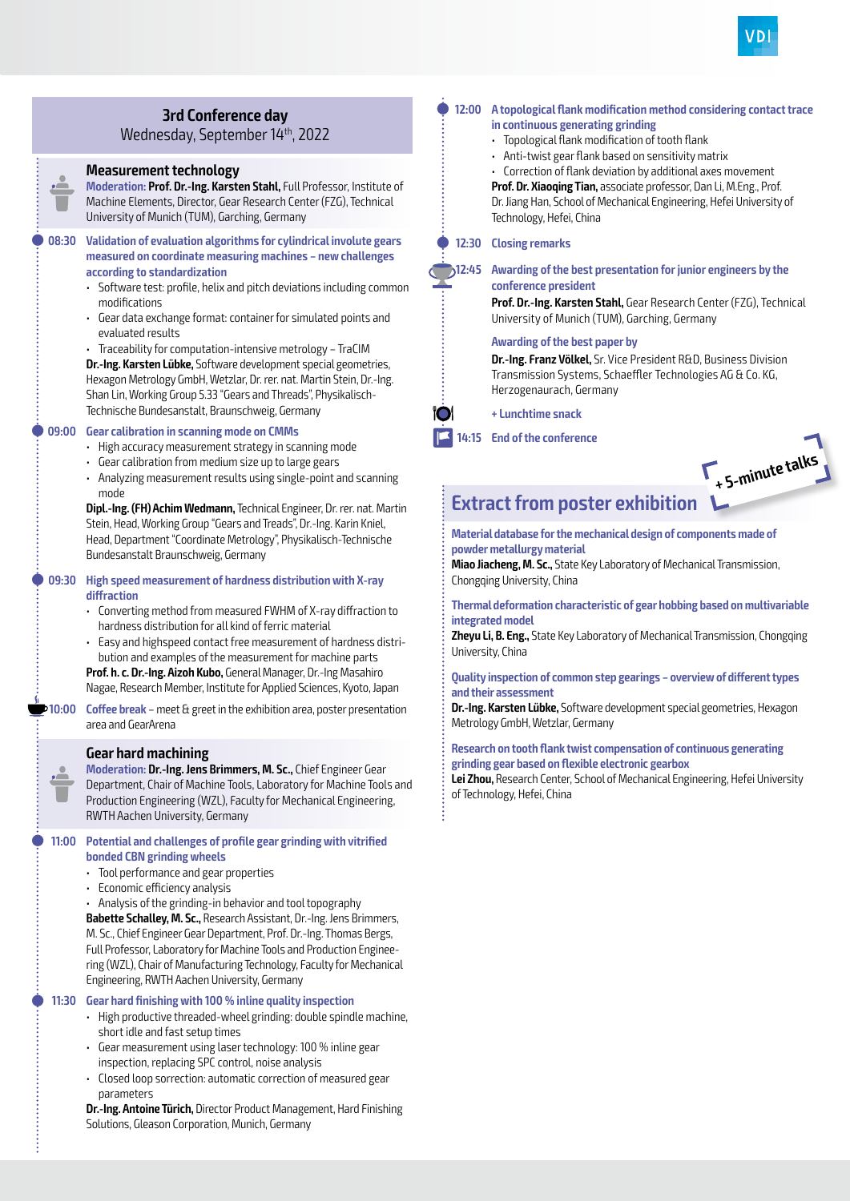## 3rd Conference day

Wednesday, September 14th, 2022

### Measurement technology

**Moderation: Prof. Dr.-Ing. Karsten Stahl,** Full Professor, Institute of Machine Elements, Director, Gear Research Center (FZG), Technical University of Munich (TUM), Garching, Germany

**08:30 Validation of evaluation algorithms for cylindrical involute gears measured on coordinate measuring machines – new challenges according to standardization**

- Software test: profile, helix and pitch deviations including common modifications
- Gear data exchange format: container for simulated points and evaluated results
- Traceability for computation-intensive metrology – TraCIM

**Dr.-Ing. Karsten Lübke,** Software development special geometries, Hexagon Metrology GmbH, Wetzlar, Dr. rer. nat. Martin Stein, Dr.-Ing. Shan Lin, Working Group 5.33 "Gears and Threads", Physikalisch-Technische Bundesanstalt, Braunschweig, Germany

**09:00 Gear calibration in scanning mode on CMMs**

- High accuracy measurement strategy in scanning mode
- Gear calibration from medium size up to large gears
- Analyzing measurement results using single-point and scanning mode

**Dipl.-Ing. (FH) Achim Wedmann,** Technical Engineer, Dr. rer. nat. Martin Stein, Head, Working Group "Gears and Treads", Dr.-Ing. Karin Kniel, Head, Department "Coordinate Metrology", Physikalisch-Technische Bundesanstalt Braunschweig, Germany

**09:30 High speed measurement of hardness distribution with X-ray diffraction**

- Converting method from measured FWHM of X-ray diffraction to hardness distribution for all kind of ferric material
- Easy and highspeed contact free measurement of hardness distribution and examples of the measurement for machine parts

**Prof. h. c. Dr.-Ing. Aizoh Kubo,** General Manager, Dr.-Ing Masahiro Nagae, Research Member, Institute for Applied Sciences, Kyoto, Japan

**10:00 Coffee break** – meet & greet in the exhibition area, poster presentation area and GearArena

### Gear hard machining

**Moderation: Dr.-Ing. Jens Brimmers, M. Sc.,** Chief Engineer Gear Department, Chair of Machine Tools, Laboratory for Machine Tools and Production Engineering (WZL), Faculty for Mechanical Engineering, RWTH Aachen University, Germany

**11:00 Potential and challenges of profile gear grinding with vitrified bonded CBN grinding wheels**

- Tool performance and gear properties
- Economic efficiency analysis
- Analysis of the grinding-in behavior and tool topography

**Babette Schalley, M. Sc.,** Research Assistant, Dr.-Ing. Jens Brimmers, M. Sc., Chief Engineer Gear Department, Prof. Dr.-Ing. Thomas Bergs, Full Professor, Laboratory for Machine Tools and Production Engineering (WZL), Chair of Manufacturing Technology, Faculty for Mechanical Engineering, RWTH Aachen University, Germany

**11:30 Gear hard finishing with 100 % inline quality inspection**

- High productive threaded-wheel grinding: double spindle machine, short idle and fast setup times
- Gear measurement using laser technology: 100 % inline gear inspection, replacing SPC control, noise analysis
- Closed loop sorrection: automatic correction of measured gear parameters

**Dr.-Ing. Antoine Türich,** Director Product Management, Hard Finishing Solutions, Gleason Corporation, Munich, Germany

**12:00 A topological flank modification method considering contact trace in continuous generating grinding**

- Topological flank modification of tooth flank
- Anti-twist gear flank based on sensitivity matrix
- Correction of flank deviation by additional axes movement

**Prof. Dr. Xiaoqing Tian,** associate professor, Dan Li, M.Eng., Prof. Dr. Jiang Han, School of Mechanical Engineering, Hefei University of Technology, Hefei, China

**12:30 Closing remarks**

**12:45 Awarding of the best presentation for junior engineers by the conference president**

**Prof. Dr.-Ing. Karsten Stahl,** Gear Research Center (FZG), Technical University of Munich (TUM), Garching, Germany

**Awarding of the best paper by**

**Dr.-Ing. Franz Völkel,** Sr. Vice President R&D, Business Division Transmission Systems, Schaeffler Technologies AG & Co. KG, Herzogenaurach, Germany

**+ Lunchtime snack**

**14:15 End of the conference**

## Extract from poster exhibition

+ 5-minute talks

**Material database for the mechanical design of components made of powder metallurgy material**
**Miao Jiacheng, M. Sc.,** State Key Laboratory of Mechanical Transmission, Chongqing University, China

**Thermal deformation characteristic of gear hobbing based on multivariable integrated model**
**Zheyu Li, B. Eng.,** State Key Laboratory of Mechanical Transmission, Chongqing University, China

**Quality inspection of common step gearings – overview of different types and their assessment**
**Dr.-Ing. Karsten Lübke,** Software development special geometries, Hexagon Metrology GmbH, Wetzlar, Germany

**Research on tooth flank twist compensation of continuous generating grinding gear based on flexible electronic gearbox**
**Lei Zhou,** Research Center, School of Mechanical Engineering, Hefei University of Technology, Hefei, China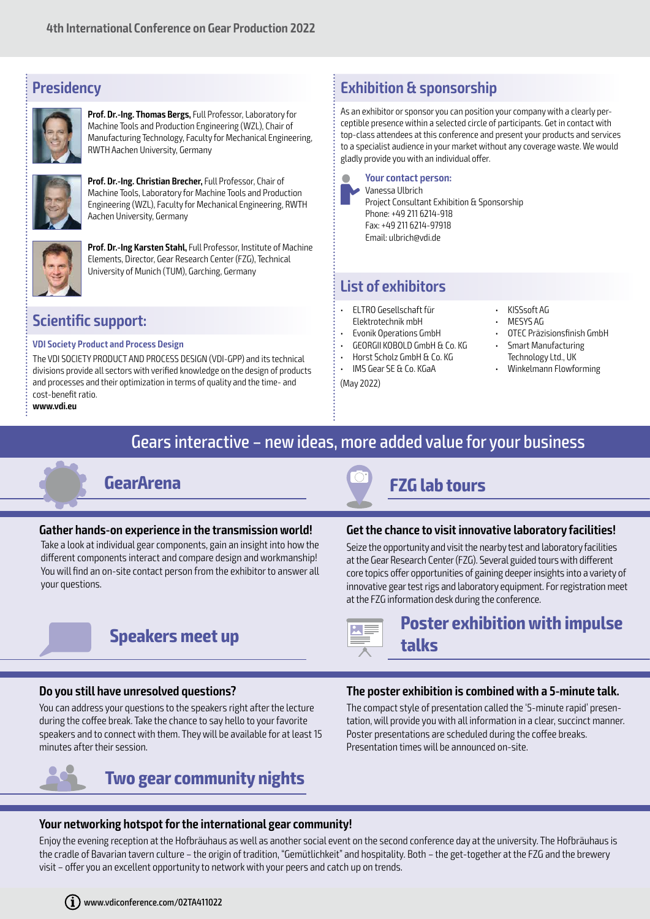## Presidency

**Prof. Dr.-Ing. Thomas Bergs,** Full Professor, Laboratory for Machine Tools and Production Engineering (WZL), Chair of Manufacturing Technology, Faculty for Mechanical Engineering, RWTH Aachen University, Germany

**Prof. Dr.-Ing. Christian Brecher,** Full Professor, Chair of Machine Tools, Laboratory for Machine Tools and Production Engineering (WZL), Faculty for Mechanical Engineering, RWTH Aachen University, Germany

**Prof. Dr.-Ing Karsten Stahl,** Full Professor, Institute of Machine Elements, Director, Gear Research Center (FZG), Technical University of Munich (TUM), Garching, Germany

## Scientific support:

**VDI Society Product and Process Design**

The VDI SOCIETY PRODUCT AND PROCESS DESIGN (VDI-GPP) and its technical divisions provide all sectors with verified knowledge on the design of products and processes and their optimization in terms of quality and the time- and cost-benefit ratio.

**www.vdi.eu**

## Exhibition & sponsorship

As an exhibitor or sponsor you can position your company with a clearly perceptible presence within a selected circle of participants. Get in contact with top-class attendees at this conference and present your products and services to a specialist audience in your market without any coverage waste. We would gladly provide you with an individual offer.

**Your contact person:**
Vanessa Ulbrich
Project Consultant Exhibition & Sponsorship
Phone: +49 211 6214-918
Fax: +49 211 6214-97918
Email: ulbrich@vdi.de

## List of exhibitors

- ELTRO Gesellschaft für Elektrotechnik mbH
- Evonik Operations GmbH
- GEORGII KOBOLD GmbH & Co. KG
- Horst Scholz GmbH & Co. KG
- IMS Gear SE & Co. KGaA
- KISSsoft AG
- MESYS AG
- OTEC Präzisionsfinish GmbH
- Smart Manufacturing Technology Ltd., UK
- Winkelmann Flowforming

(May 2022)

# Gears interactive – new ideas, more added value for your business

## GearArena

### Gather hands-on experience in the transmission world!

Take a look at individual gear components, gain an insight into how the different components interact and compare design and workmanship! You will find an on-site contact person from the exhibitor to answer all your questions.

## FZG lab tours

### Get the chance to visit innovative laboratory facilities!

Seize the opportunity and visit the nearby test and laboratory facilities at the Gear Research Center (FZG). Several guided tours with different core topics offer opportunities of gaining deeper insights into a variety of innovative gear test rigs and laboratory equipment. For registration meet at the FZG information desk during the conference.

## Speakers meet up

### Do you still have unresolved questions?

You can address your questions to the speakers right after the lecture during the coffee break. Take the chance to say hello to your favorite speakers and to connect with them. They will be available for at least 15 minutes after their session.

## Poster exhibition with impulse talks

### The poster exhibition is combined with a 5-minute talk.

The compact style of presentation called the '5-minute rapid' presentation, will provide you with all information in a clear, succinct manner. Poster presentations are scheduled during the coffee breaks. Presentation times will be announced on-site.

## Two gear community nights

### Your networking hotspot for the international gear community!

Enjoy the evening reception at the Hofbräuhaus as well as another social event on the second conference day at the university. The Hofbräuhaus is the cradle of Bavarian tavern culture – the origin of tradition, "Gemütlichkeit" and hospitality. Both – the get-together at the FZG and the brewery visit – offer you an excellent opportunity to network with your peers and catch up on trends.

www.vdiconference.com/02TA411022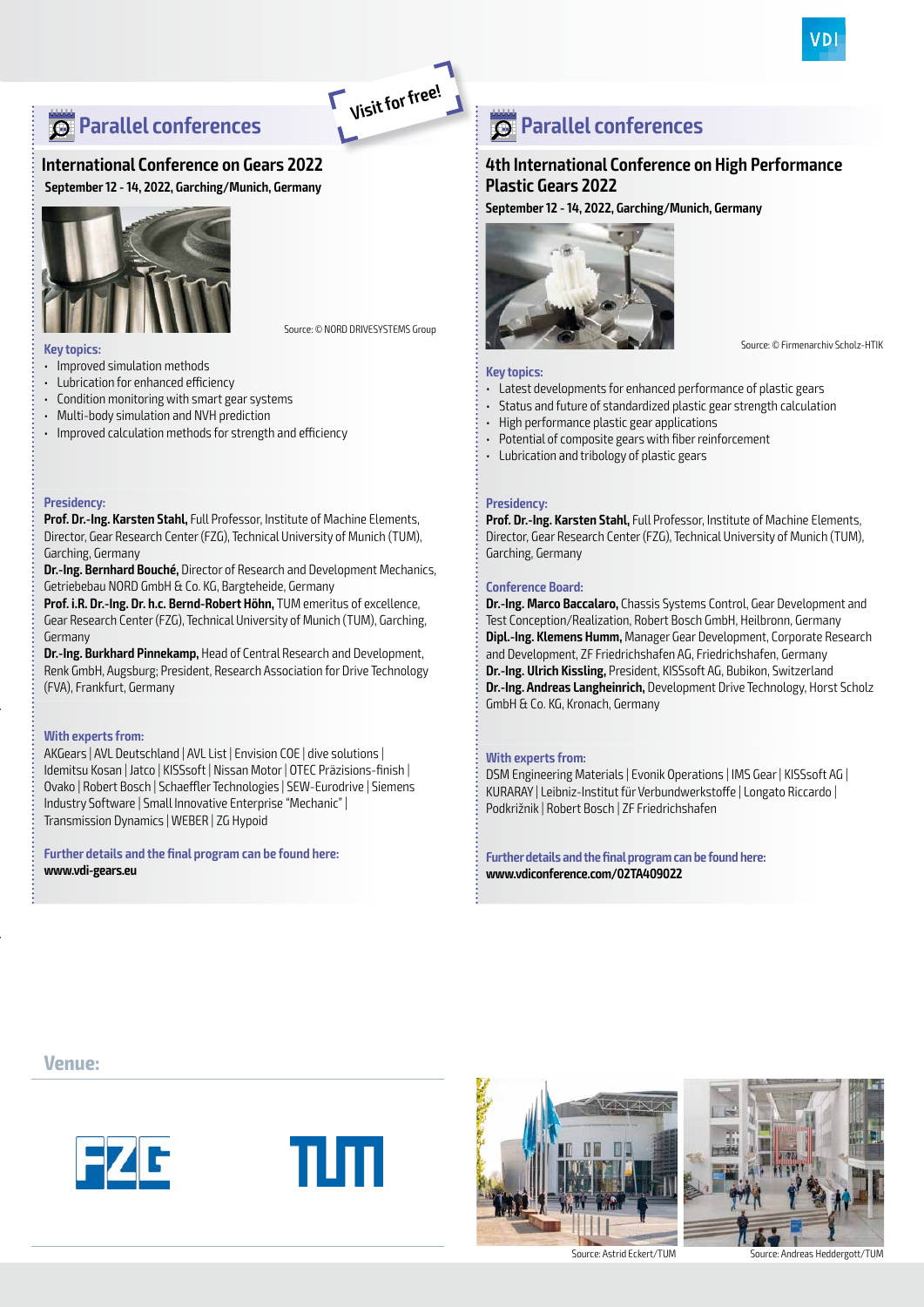## Parallel conferences

Visit for free!

### International Conference on Gears 2022

**September 12 - 14, 2022, Garching/Munich, Germany**

Source: © NORD DRIVESYSTEMS Group

**Key topics:**

- Improved simulation methods
- Lubrication for enhanced efficiency
- Condition monitoring with smart gear systems
- Multi-body simulation and NVH prediction
- Improved calculation methods for strength and efficiency

**Presidency:**

**Prof. Dr.-Ing. Karsten Stahl,** Full Professor, Institute of Machine Elements, Director, Gear Research Center (FZG), Technical University of Munich (TUM), Garching, Germany
**Dr.-Ing. Bernhard Bouché,** Director of Research and Development Mechanics, Getriebebau NORD GmbH & Co. KG, Bargteheide, Germany
**Prof. i.R. Dr.-Ing. Dr. h.c. Bernd-Robert Höhn,** TUM emeritus of excellence, Gear Research Center (FZG), Technical University of Munich (TUM), Garching, Germany
**Dr.-Ing. Burkhard Pinnekamp,** Head of Central Research and Development, Renk GmbH, Augsburg; President, Research Association for Drive Technology (FVA), Frankfurt, Germany

**With experts from:**

AKGears | AVL Deutschland | AVL List | Envision COE | dive solutions | Idemitsu Kosan | Jatco | KISSsoft | Nissan Motor | OTEC Präzisions-finish | Ovako | Robert Bosch | Schaeffler Technologies | SEW-Eurodrive | Siemens Industry Software | Small Innovative Enterprise "Mechanic" | Transmission Dynamics | WEBER | ZG Hypoid

**Further details and the final program can be found here:**
**www.vdi-gears.eu**

## Parallel conferences

### 4th International Conference on High Performance Plastic Gears 2022

**September 12 - 14, 2022, Garching/Munich, Germany**

Source: © Firmenarchiv Scholz-HTIK

**Key topics:**

- Latest developments for enhanced performance of plastic gears
- Status and future of standardized plastic gear strength calculation
- High performance plastic gear applications
- Potential of composite gears with fiber reinforcement
- Lubrication and tribology of plastic gears

**Presidency:**

**Prof. Dr.-Ing. Karsten Stahl,** Full Professor, Institute of Machine Elements, Director, Gear Research Center (FZG), Technical University of Munich (TUM), Garching, Germany

**Conference Board:**

**Dr.-Ing. Marco Baccalaro,** Chassis Systems Control, Gear Development and Test Conception/Realization, Robert Bosch GmbH, Heilbronn, Germany
**Dipl.-Ing. Klemens Humm,** Manager Gear Development, Corporate Research and Development, ZF Friedrichshafen AG, Friedrichshafen, Germany
**Dr.-Ing. Ulrich Kissling,** President, KISSsoft AG, Bubikon, Switzerland
**Dr.-Ing. Andreas Langheinrich,** Development Drive Technology, Horst Scholz GmbH & Co. KG, Kronach, Germany

**With experts from:**

DSM Engineering Materials | Evonik Operations | IMS Gear | KISSsoft AG | KURARAY | Leibniz-Institut für Verbundwerkstoffe | Longato Riccardo | Podkrižnik | Robert Bosch | ZF Friedrichshafen

**Further details and the final program can be found here:**
**www.vdiconference.com/02TA409022**

**Venue:**

Source: Astrid Eckert/TUM

Source: Andreas Heddergott/TUM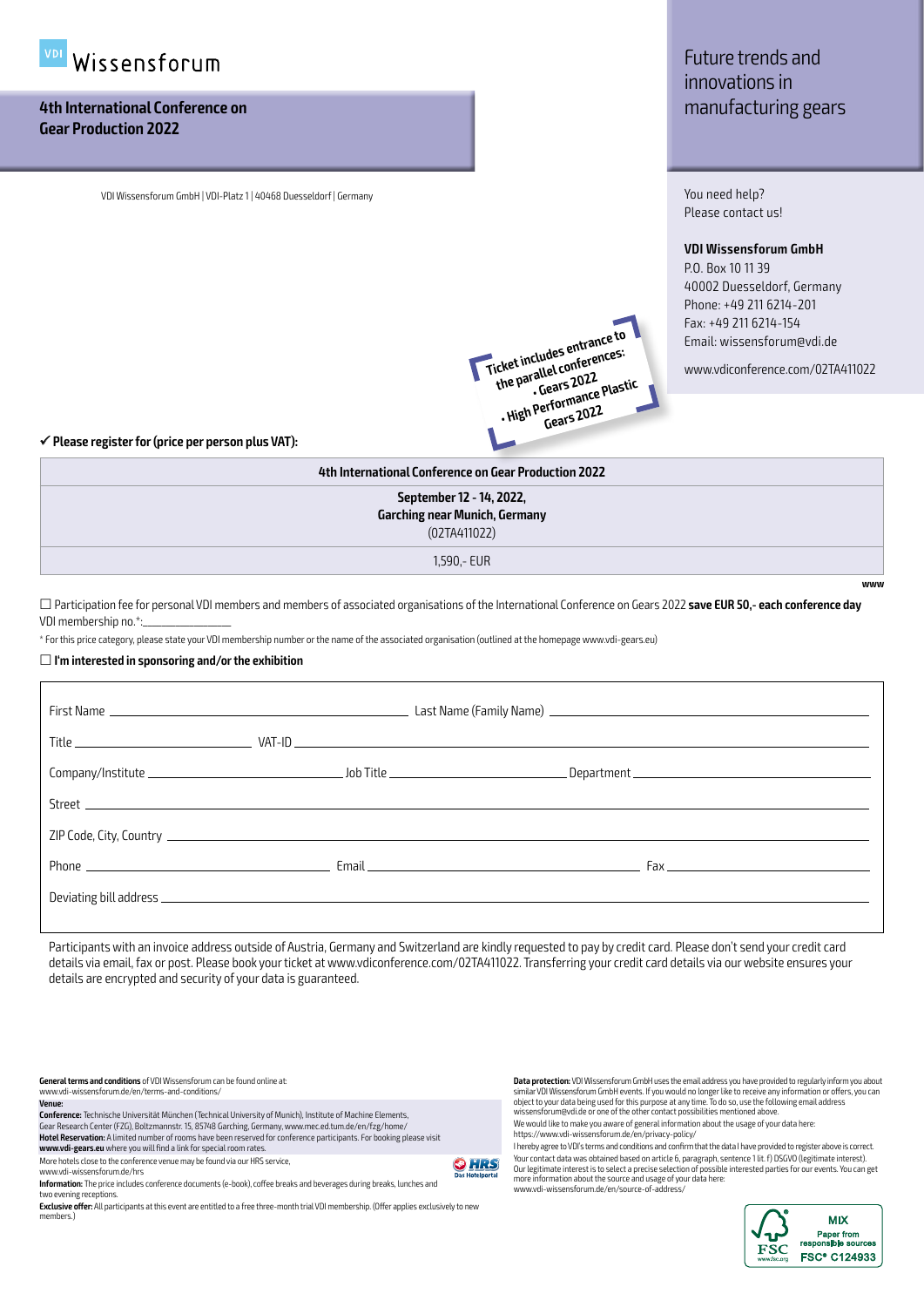VDI Wissensforum

## 4th International Conference on Gear Production 2022

VDI Wissensforum GmbH | VDI-Platz 1 | 40468 Duesseldorf | Germany

# Future trends and innovations in manufacturing gears

You need help?
Please contact us!

**VDI Wissensforum GmbH**
P.O. Box 10 11 39
40002 Duesseldorf, Germany
Phone: +49 211 6214-201
Fax: +49 211 6214-154
Email: wissensforum@vdi.de

www.vdiconference.com/02TA411022

**Ticket includes entrance to the parallel conferences:**
**• Gears 2022**
**• High Performance Plastic Gears 2022**

**✓ Please register for (price per person plus VAT):**

| |
|---|
| **4th International Conference on Gear Production 2022** |
| **September 12 - 14, 2022, Garching near Munich, Germany** (02TA411022) |
| 1,590,- EUR |

www

☐ Participation fee for personal VDI members and members of associated organisations of the International Conference on Gears 2022 **save EUR 50,- each conference day**
VDI membership no.*:_______________

* For this price category, please state your VDI membership number or the name of the associated organisation (outlined at the homepage www.vdi-gears.eu)

☐ **I'm interested in sponsoring and/or the exhibition**

First Name ______________________ Last Name (Family Name) ______________________

Title ______________ VAT-ID ______________________

Company/Institute ______________ Job Title ______________ Department ______________

Street ______________________

ZIP Code, City, Country ______________________

Phone ______________ Email ______________ Fax ______________

Deviating bill address ______________________

Participants with an invoice address outside of Austria, Germany and Switzerland are kindly requested to pay by credit card. Please don't send your credit card details via email, fax or post. Please book your ticket at www.vdiconference.com/02TA411022. Transferring your credit card details via our website ensures your details are encrypted and security of your data is guaranteed.

**General terms and conditions** of VDI Wissensforum can be found online at:
www.vdi-wissensforum.de/en/terms-and-conditions/

**Venue:**
**Conference:** Technische Universität München (Technical University of Munich), Institute of Machine Elements, Gear Research Center (FZG), Boltzmannstr. 15, 85748 Garching, Germany, www.mec.ed.tum.de/en/fzg/home/
**Hotel Reservation:** A limited number of rooms have been reserved for conference participants. For booking please visit **www.vdi-gears.eu** where you will find a link for special room rates.

More hotels close to the conference venue may be found via our HRS service,
www.vdi-wissensforum.de/hrs

**Information:** The price includes conference documents (e-book), coffee breaks and beverages during breaks, lunches and two evening receptions.

**Exclusive offer:** All participants at this event are entitled to a free three-month trial VDI membership. (Offer applies exclusively to new members.)

**Data protection:** VDI Wissensforum GmbH uses the email address you have provided to regularly inform you about similar VDI Wissensforum GmbH events. If you would no longer like to receive any information or offers, you can object to your data being used for this purpose at any time. To do so, use the following email address wissensforum@vdi.de or one of the other contact possibilities mentioned above.

We would like to make you aware of general information about the usage of your data here:
https://www.vdi-wissensforum.de/en/privacy-policy/

I hereby agree to VDI's terms and conditions and confirm that the data I have provided to register above is correct.

Your contact data was obtained based on article 6, paragraph, sentence 1 lit. f) DSGVO (legitimate interest). Our legitimate interest is to select a precise selection of possible interested parties for our events. You can get more information about the source and usage of your data here:
www.vdi-wissensforum.de/en/source-of-address/

MIX
Paper from responsible sources
FSC® C124933